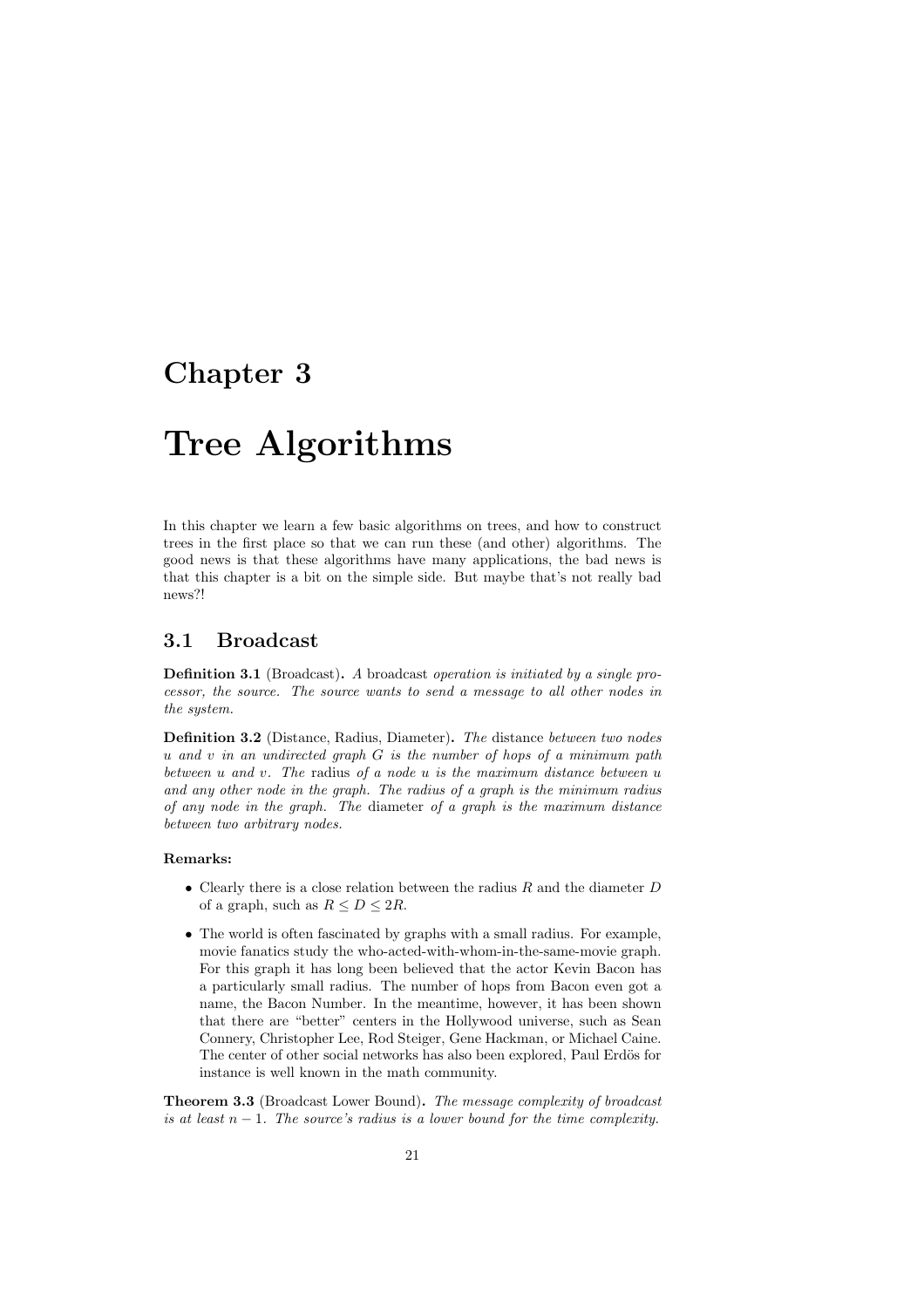# Chapter 3

# Tree Algorithms

In this chapter we learn a few basic algorithms on trees, and how to construct trees in the first place so that we can run these (and other) algorithms. The good news is that these algorithms have many applications, the bad news is that this chapter is a bit on the simple side. But maybe that's not really bad news?!

## 3.1 Broadcast

**Definition 3.1** (Broadcast)**.** *A* broadcast *operation is initiated by a single processor, the source. The source wants to send a message to all other nodes in the system.*

**Definition 3.2** (Distance, Radius, Diameter)**.** *The* distance *between two nodes $u$ and $v$ in an undirected graph $G$ is the number of hops of a minimum path between $u$ and $v$. The* radius *of a node $u$ is the maximum distance between $u$ and any other node in the graph. The radius of a graph is the minimum radius of any node in the graph. The* diameter *of a graph is the maximum distance between two arbitrary nodes.*

**Remarks:**

- Clearly there is a close relation between the radius $R$ and the diameter $D$ of a graph, such as $R \leq D \leq 2R$.
- The world is often fascinated by graphs with a small radius. For example, movie fanatics study the who-acted-with-whom-in-the-same-movie graph. For this graph it has long been believed that the actor Kevin Bacon has a particularly small radius. The number of hops from Bacon even got a name, the Bacon Number. In the meantime, however, it has been shown that there are "better" centers in the Hollywood universe, such as Sean Connery, Christopher Lee, Rod Steiger, Gene Hackman, or Michael Caine. The center of other social networks has also been explored, Paul Erdös for instance is well known in the math community.

**Theorem 3.3** (Broadcast Lower Bound)**.** *The message complexity of broadcast is at least $n - 1$. The source's radius is a lower bound for the time complexity.*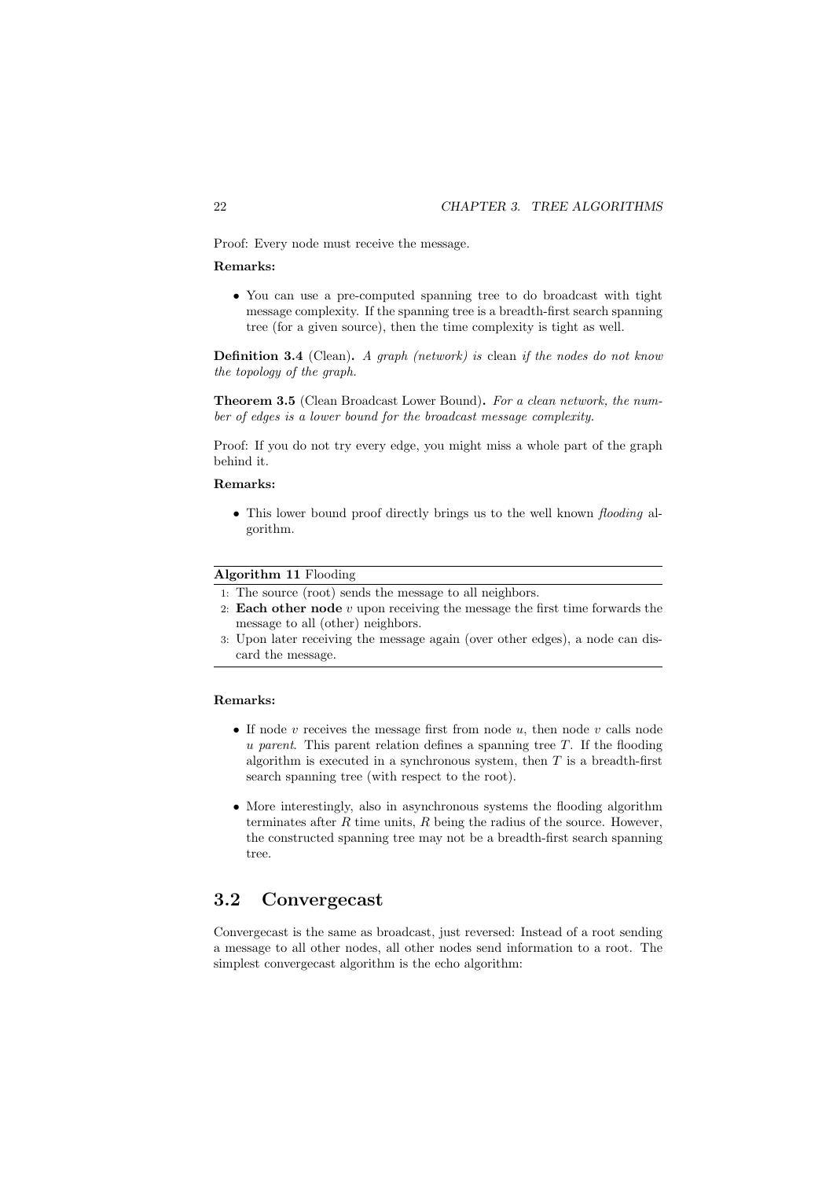Proof: Every node must receive the message.

**Remarks:**

- You can use a pre-computed spanning tree to do broadcast with tight message complexity. If the spanning tree is a breadth-first search spanning tree (for a given source), then the time complexity is tight as well.

**Definition 3.4** (Clean)**.** *A graph (network) is* clean *if the nodes do not know the topology of the graph.*

**Theorem 3.5** (Clean Broadcast Lower Bound)**.** *For a clean network, the number of edges is a lower bound for the broadcast message complexity.*

Proof: If you do not try every edge, you might miss a whole part of the graph behind it.

**Remarks:**

- This lower bound proof directly brings us to the well known *flooding* algorithm.

**Algorithm 11** Flooding

1: The source (root) sends the message to all neighbors.
2: **Each other node** $v$ upon receiving the message the first time forwards the message to all (other) neighbors.
3: Upon later receiving the message again (over other edges), a node can discard the message.

**Remarks:**

- If node $v$ receives the message first from node $u$, then node $v$ calls node $u$ *parent*. This parent relation defines a spanning tree $T$. If the flooding algorithm is executed in a synchronous system, then $T$ is a breadth-first search spanning tree (with respect to the root).
- More interestingly, also in asynchronous systems the flooding algorithm terminates after $R$ time units, $R$ being the radius of the source. However, the constructed spanning tree may not be a breadth-first search spanning tree.

## 3.2 Convergecast

Convergecast is the same as broadcast, just reversed: Instead of a root sending a message to all other nodes, all other nodes send information to a root. The simplest convergecast algorithm is the echo algorithm: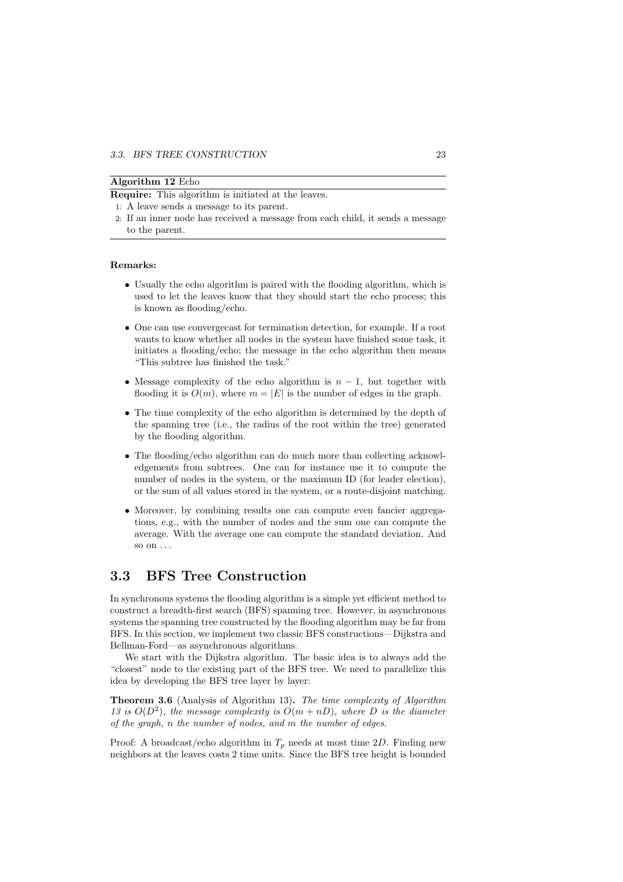**Algorithm 12** Echo

**Require:** This algorithm is initiated at the leaves.

1: A leave sends a message to its parent.

2: If an inner node has received a message from each child, it sends a message to the parent.

**Remarks:**

- Usually the echo algorithm is paired with the flooding algorithm, which is used to let the leaves know that they should start the echo process; this is known as flooding/echo.
- One can use convergecast for termination detection, for example. If a root wants to know whether all nodes in the system have finished some task, it initiates a flooding/echo; the message in the echo algorithm then means "This subtree has finished the task."
- Message complexity of the echo algorithm is $n-1$, but together with flooding it is $O(m)$, where $m = |E|$ is the number of edges in the graph.
- The time complexity of the echo algorithm is determined by the depth of the spanning tree (i.e., the radius of the root within the tree) generated by the flooding algorithm.
- The flooding/echo algorithm can do much more than collecting acknowledgements from subtrees. One can for instance use it to compute the number of nodes in the system, or the maximum ID (for leader election), or the sum of all values stored in the system, or a route-disjoint matching.
- Moreover, by combining results one can compute even fancier aggregations, e.g., with the number of nodes and the sum one can compute the average. With the average one can compute the standard deviation. And so on . . .

## 3.3 BFS Tree Construction

In synchronous systems the flooding algorithm is a simple yet efficient method to construct a breadth-first search (BFS) spanning tree. However, in asynchronous systems the spanning tree constructed by the flooding algorithm may be far from BFS. In this section, we implement two classic BFS constructions—Dijkstra and Bellman-Ford—as asynchronous algorithms.

We start with the Dijkstra algorithm. The basic idea is to always add the "closest" node to the existing part of the BFS tree. We need to parallelize this idea by developing the BFS tree layer by layer:

**Theorem 3.6** (Analysis of Algorithm 13)**.** *The time complexity of Algorithm 13 is $O(D^2)$, the message complexity is $O(m + nD)$, where $D$ is the diameter of the graph, $n$ the number of nodes, and $m$ the number of edges.*

Proof: A broadcast/echo algorithm in $T_p$ needs at most time $2D$. Finding new neighbors at the leaves costs 2 time units. Since the BFS tree height is bounded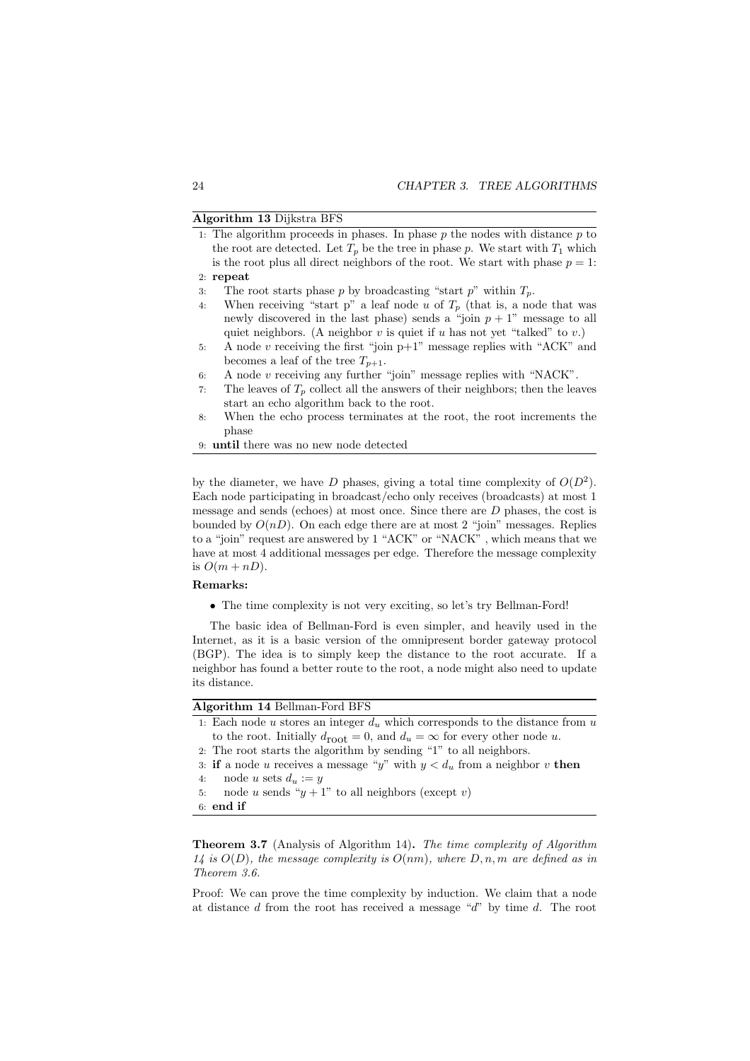**Algorithm 13** Dijkstra BFS

1: The algorithm proceeds in phases. In phase $p$ the nodes with distance $p$ to the root are detected. Let $T_p$ be the tree in phase $p$. We start with $T_1$ which is the root plus all direct neighbors of the root. We start with phase $p = 1$:
2: **repeat**
3: The root starts phase $p$ by broadcasting "start $p$" within $T_p$.
4: When receiving "start p" a leaf node $u$ of $T_p$ (that is, a node that was newly discovered in the last phase) sends a "join $p + 1$" message to all quiet neighbors. (A neighbor $v$ is quiet if $u$ has not yet "talked" to $v$.)
5: A node $v$ receiving the first "join p+1" message replies with "ACK" and becomes a leaf of the tree $T_{p+1}$.
6: A node $v$ receiving any further "join" message replies with "NACK".
7: The leaves of $T_p$ collect all the answers of their neighbors; then the leaves start an echo algorithm back to the root.
8: When the echo process terminates at the root, the root increments the phase
9: **until** there was no new node detected

by the diameter, we have $D$ phases, giving a total time complexity of $O(D^2)$. Each node participating in broadcast/echo only receives (broadcasts) at most 1 message and sends (echoes) at most once. Since there are $D$ phases, the cost is bounded by $O(nD)$. On each edge there are at most 2 "join" messages. Replies to a "join" request are answered by 1 "ACK" or "NACK" , which means that we have at most 4 additional messages per edge. Therefore the message complexity is $O(m + nD)$.

**Remarks:**

- The time complexity is not very exciting, so let's try Bellman-Ford!

The basic idea of Bellman-Ford is even simpler, and heavily used in the Internet, as it is a basic version of the omnipresent border gateway protocol (BGP). The idea is to simply keep the distance to the root accurate. If a neighbor has found a better route to the root, a node might also need to update its distance.

**Algorithm 14** Bellman-Ford BFS

1: Each node $u$ stores an integer $d_u$ which corresponds to the distance from $u$ to the root. Initially $d_{\text{root}} = 0$, and $d_u = \infty$ for every other node $u$.
2: The root starts the algorithm by sending "1" to all neighbors.
3: **if** a node $u$ receives a message "$y$" with $y < d_u$ from a neighbor $v$ **then**
4: node $u$ sets $d_u := y$
5: node $u$ sends "$y + 1$" to all neighbors (except $v$)
6: **end if**

**Theorem 3.7** (Analysis of Algorithm 14)**.** *The time complexity of Algorithm 14 is $O(D)$, the message complexity is $O(nm)$, where $D, n, m$ are defined as in Theorem 3.6.*

Proof: We can prove the time complexity by induction. We claim that a node at distance $d$ from the root has received a message "$d$" by time $d$. The root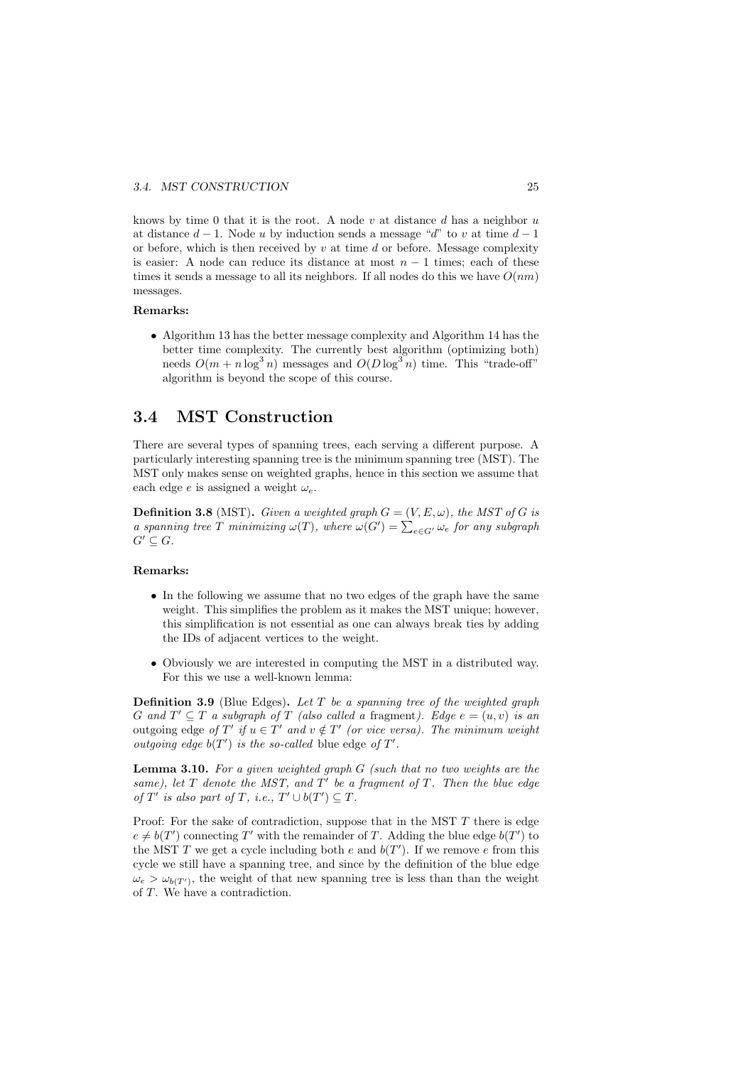knows by time 0 that it is the root. A node $v$ at distance $d$ has a neighbor $u$ at distance $d-1$. Node $u$ by induction sends a message "$d$" to $v$ at time $d-1$ or before, which is then received by $v$ at time $d$ or before. Message complexity is easier: A node can reduce its distance at most $n-1$ times; each of these times it sends a message to all its neighbors. If all nodes do this we have $O(nm)$ messages.

**Remarks:**

- Algorithm 13 has the better message complexity and Algorithm 14 has the better time complexity. The currently best algorithm (optimizing both) needs $O(m + n\log^3 n)$ messages and $O(D\log^3 n)$ time. This "trade-off" algorithm is beyond the scope of this course.

## 3.4 MST Construction

There are several types of spanning trees, each serving a different purpose. A particularly interesting spanning tree is the minimum spanning tree (MST). The MST only makes sense on weighted graphs, hence in this section we assume that each edge $e$ is assigned a weight $\omega_e$.

**Definition 3.8** (MST)**.** *Given a weighted graph $G = (V, E, \omega)$, the MST of $G$ is a spanning tree $T$ minimizing $\omega(T)$, where $\omega(G') = \sum_{e \in G'} \omega_e$ for any subgraph $G' \subseteq G$.*

**Remarks:**

- In the following we assume that no two edges of the graph have the same weight. This simplifies the problem as it makes the MST unique; however, this simplification is not essential as one can always break ties by adding the IDs of adjacent vertices to the weight.
- Obviously we are interested in computing the MST in a distributed way. For this we use a well-known lemma:

**Definition 3.9** (Blue Edges)**.** *Let $T$ be a spanning tree of the weighted graph $G$ and $T' \subseteq T$ a subgraph of $T$ (also called a* fragment*). Edge $e = (u, v)$ is an* outgoing edge *of $T'$ if $u \in T'$ and $v \notin T'$ (or vice versa). The minimum weight outgoing edge $b(T')$ is the so-called* blue edge *of $T'$.*

**Lemma 3.10.** *For a given weighted graph $G$ (such that no two weights are the same), let $T$ denote the MST, and $T'$ be a fragment of $T$. Then the blue edge of $T'$ is also part of $T$, i.e., $T' \cup b(T') \subseteq T$.*

Proof: For the sake of contradiction, suppose that in the MST $T$ there is edge $e \neq b(T')$ connecting $T'$ with the remainder of $T$. Adding the blue edge $b(T')$ to the MST $T$ we get a cycle including both $e$ and $b(T')$. If we remove $e$ from this cycle we still have a spanning tree, and since by the definition of the blue edge $\omega_e > \omega_{b(T')}$, the weight of that new spanning tree is less than than the weight of $T$. We have a contradiction.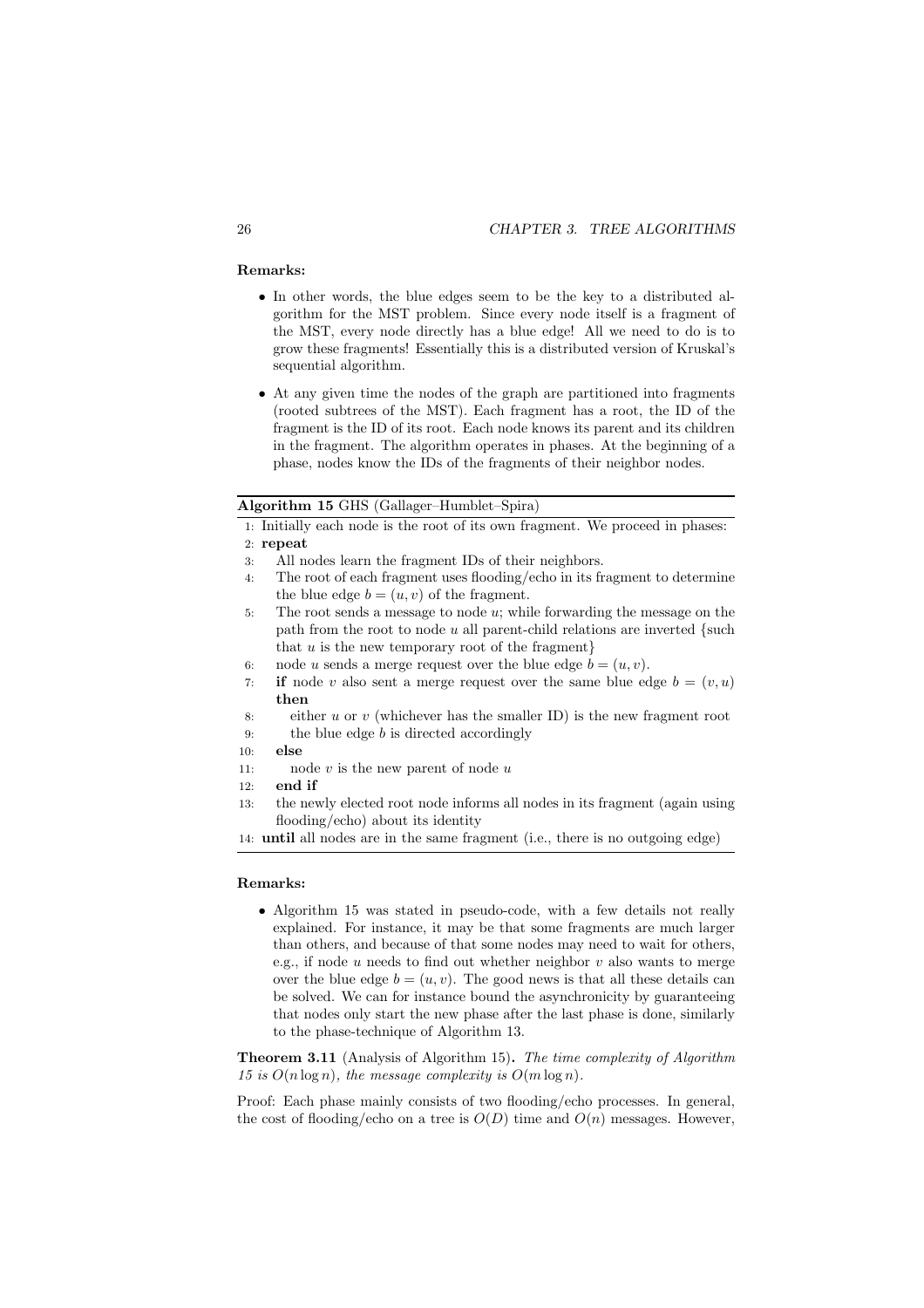**Remarks:**

- In other words, the blue edges seem to be the key to a distributed algorithm for the MST problem. Since every node itself is a fragment of the MST, every node directly has a blue edge! All we need to do is to grow these fragments! Essentially this is a distributed version of Kruskal's sequential algorithm.
- At any given time the nodes of the graph are partitioned into fragments (rooted subtrees of the MST). Each fragment has a root, the ID of the fragment is the ID of its root. Each node knows its parent and its children in the fragment. The algorithm operates in phases. At the beginning of a phase, nodes know the IDs of the fragments of their neighbor nodes.

**Algorithm 15** GHS (Gallager–Humblet–Spira)

```
1: Initially each node is the root of its own fragment. We proceed in phases:
2: repeat
3:    All nodes learn the fragment IDs of their neighbors.
4:    The root of each fragment uses flooding/echo in its fragment to determine
      the blue edge b = (u, v) of the fragment.
5:    The root sends a message to node u; while forwarding the message on the
      path from the root to node u all parent-child relations are inverted {such
      that u is the new temporary root of the fragment}
6:    node u sends a merge request over the blue edge b = (u, v).
7:    if node v also sent a merge request over the same blue edge b = (v, u)
      then
8:       either u or v (whichever has the smaller ID) is the new fragment root
9:       the blue edge b is directed accordingly
10:   else
11:      node v is the new parent of node u
12:   end if
13:   the newly elected root node informs all nodes in its fragment (again using
      flooding/echo) about its identity
14: until all nodes are in the same fragment (i.e., there is no outgoing edge)
```

**Remarks:**

- Algorithm 15 was stated in pseudo-code, with a few details not really explained. For instance, it may be that some fragments are much larger than others, and because of that some nodes may need to wait for others, e.g., if node $u$ needs to find out whether neighbor $v$ also wants to merge over the blue edge $b = (u, v)$. The good news is that all these details can be solved. We can for instance bound the asynchronicity by guaranteeing that nodes only start the new phase after the last phase is done, similarly to the phase-technique of Algorithm 13.

**Theorem 3.11** (Analysis of Algorithm 15)**.** *The time complexity of Algorithm 15 is $O(n \log n)$, the message complexity is $O(m \log n)$.*

Proof: Each phase mainly consists of two flooding/echo processes. In general, the cost of flooding/echo on a tree is $O(D)$ time and $O(n)$ messages. However,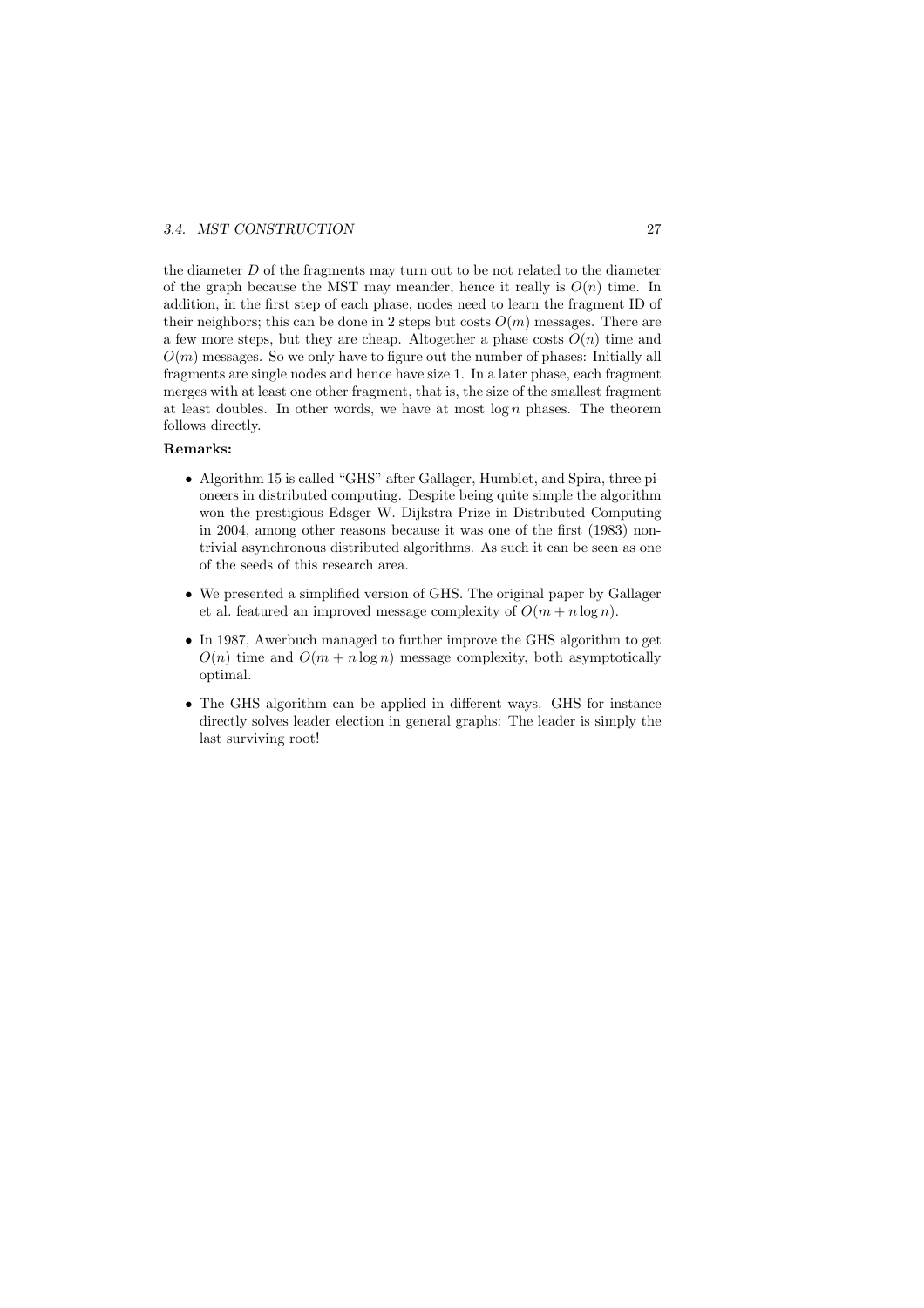the diameter $D$ of the fragments may turn out to be not related to the diameter of the graph because the MST may meander, hence it really is $O(n)$ time. In addition, in the first step of each phase, nodes need to learn the fragment ID of their neighbors; this can be done in 2 steps but costs $O(m)$ messages. There are a few more steps, but they are cheap. Altogether a phase costs $O(n)$ time and $O(m)$ messages. So we only have to figure out the number of phases: Initially all fragments are single nodes and hence have size 1. In a later phase, each fragment merges with at least one other fragment, that is, the size of the smallest fragment at least doubles. In other words, we have at most $\log n$ phases. The theorem follows directly.

**Remarks:**

- Algorithm 15 is called "GHS" after Gallager, Humblet, and Spira, three pioneers in distributed computing. Despite being quite simple the algorithm won the prestigious Edsger W. Dijkstra Prize in Distributed Computing in 2004, among other reasons because it was one of the first (1983) non-trivial asynchronous distributed algorithms. As such it can be seen as one of the seeds of this research area.
- We presented a simplified version of GHS. The original paper by Gallager et al. featured an improved message complexity of $O(m + n \log n)$.
- In 1987, Awerbuch managed to further improve the GHS algorithm to get $O(n)$ time and $O(m + n \log n)$ message complexity, both asymptotically optimal.
- The GHS algorithm can be applied in different ways. GHS for instance directly solves leader election in general graphs: The leader is simply the last surviving root!